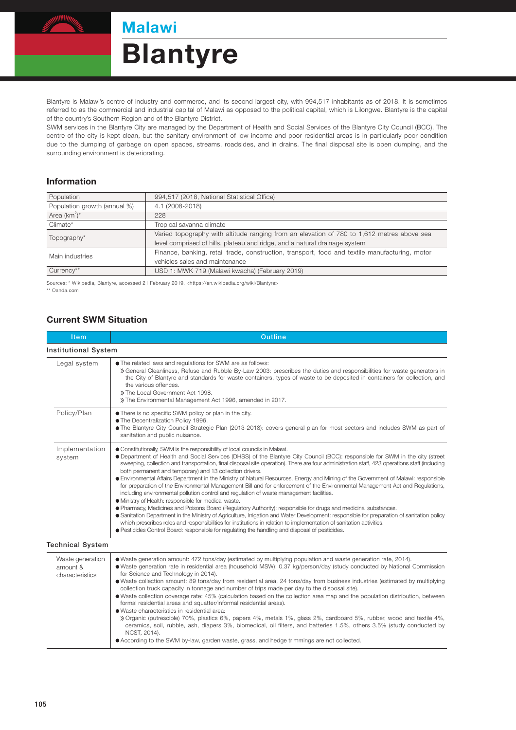# Malawi

# Blantyre

Blantyre is Malawi's centre of industry and commerce, and its second largest city, with 994,517 inhabitants as of 2018. It is sometimes referred to as the commercial and industrial capital of Malawi as opposed to the political capital, which is Lilongwe. Blantyre is the capital of the country's Southern Region and of the Blantyre District.

SWM services in the Blantyre City are managed by the Department of Health and Social Services of the Blantyre City Council (BCC). The centre of the city is kept clean, but the sanitary environment of low income and poor residential areas is in particularly poor condition due to the dumping of garbage on open spaces, streams, roadsides, and in drains. The final disposal site is open dumping, and the surrounding environment is deteriorating.

## Information

| | |
|---|---|
| Population | 994,517 (2018, National Statistical Office) |
| Population growth (annual %) | 4.1 (2008-2018) |
| Area (km$^2$)* | 228 |
| Climate* | Tropical savanna climate |
| Topography* | Varied topography with altitude ranging from an elevation of 780 to 1,612 metres above sea level comprised of hills, plateau and ridge, and a natural drainage system |
| Main industries | Finance, banking, retail trade, construction, transport, food and textile manufacturing, motor vehicles sales and maintenance |
| Currency** | USD 1: MWK 719 (Malawi kwacha) (February 2019) |

Sources: * Wikipedia, Blantyre, accessed 21 February 2019, <https://en.wikipedia.org/wiki/Blantyre>
** Oanda.com

## Current SWM Situation

| Item | Outline |
|---|---|
| **Institutional System** | |
| Legal system | ● The related laws and regulations for SWM are as follows:<br>》General Cleanliness, Refuse and Rubble By-Law 2003: prescribes the duties and responsibilities for waste generators in the City of Blantyre and standards for waste containers, types of waste to be deposited in containers for collection, and the various offences.<br>》The Local Government Act 1998.<br>》The Environmental Management Act 1996, amended in 2017. |
| Policy/Plan | ● There is no specific SWM policy or plan in the city.<br>● The Decentralization Policy 1996.<br>● The Blantyre City Council Strategic Plan (2013-2018): covers general plan for most sectors and includes SWM as part of sanitation and public nuisance. |
| Implementation system | ● Constitutionally, SWM is the responsibility of local councils in Malawi.<br>● Department of Health and Social Services (DHSS) of the Blantyre City Council (BCC): responsible for SWM in the city (street sweeping, collection and transportation, final disposal site operation). There are four administration staff, 423 operations staff (including both permanent and temporary) and 13 collection drivers.<br>● Environmental Affairs Department in the Ministry of Natural Resources, Energy and Mining of the Government of Malawi: responsible for preparation of the Environmental Management Bill and for enforcement of the Environmental Management Act and Regulations, including environmental pollution control and regulation of waste management facilities.<br>● Ministry of Health: responsible for medical waste.<br>● Pharmacy, Medicines and Poisons Board (Regulatory Authority): responsible for drugs and medicinal substances.<br>● Sanitation Department in the Ministry of Agriculture, Irrigation and Water Development: responsible for preparation of sanitation policy which prescribes roles and responsibilities for institutions in relation to implementation of sanitation activities.<br>● Pesticides Control Board: responsible for regulating the handling and disposal of pesticides. |
| **Technical System** | |
| Waste generation amount & characteristics | ● Waste generation amount: 472 tons/day (estimated by multiplying population and waste generation rate, 2014).<br>● Waste generation rate in residential area (household MSW): 0.37 kg/person/day (study conducted by National Commission for Science and Technology in 2014).<br>● Waste collection amount: 89 tons/day from residential area, 24 tons/day from business industries (estimated by multiplying collection truck capacity in tonnage and number of trips made per day to the disposal site).<br>● Waste collection coverage rate: 45% (calculation based on the collection area map and the population distribution, between formal residential areas and squatter/informal residential areas).<br>● Waste characteristics in residential area:<br>》Organic (putrescible) 70%, plastics 6%, papers 4%, metals 1%, glass 2%, cardboard 5%, rubber, wood and textile 4%, ceramics, soil, rubble, ash, diapers 3%, biomedical, oil filters, and batteries 1.5%, others 3.5% (study conducted by NCST, 2014).<br>● According to the SWM by-law, garden waste, grass, and hedge trimmings are not collected. |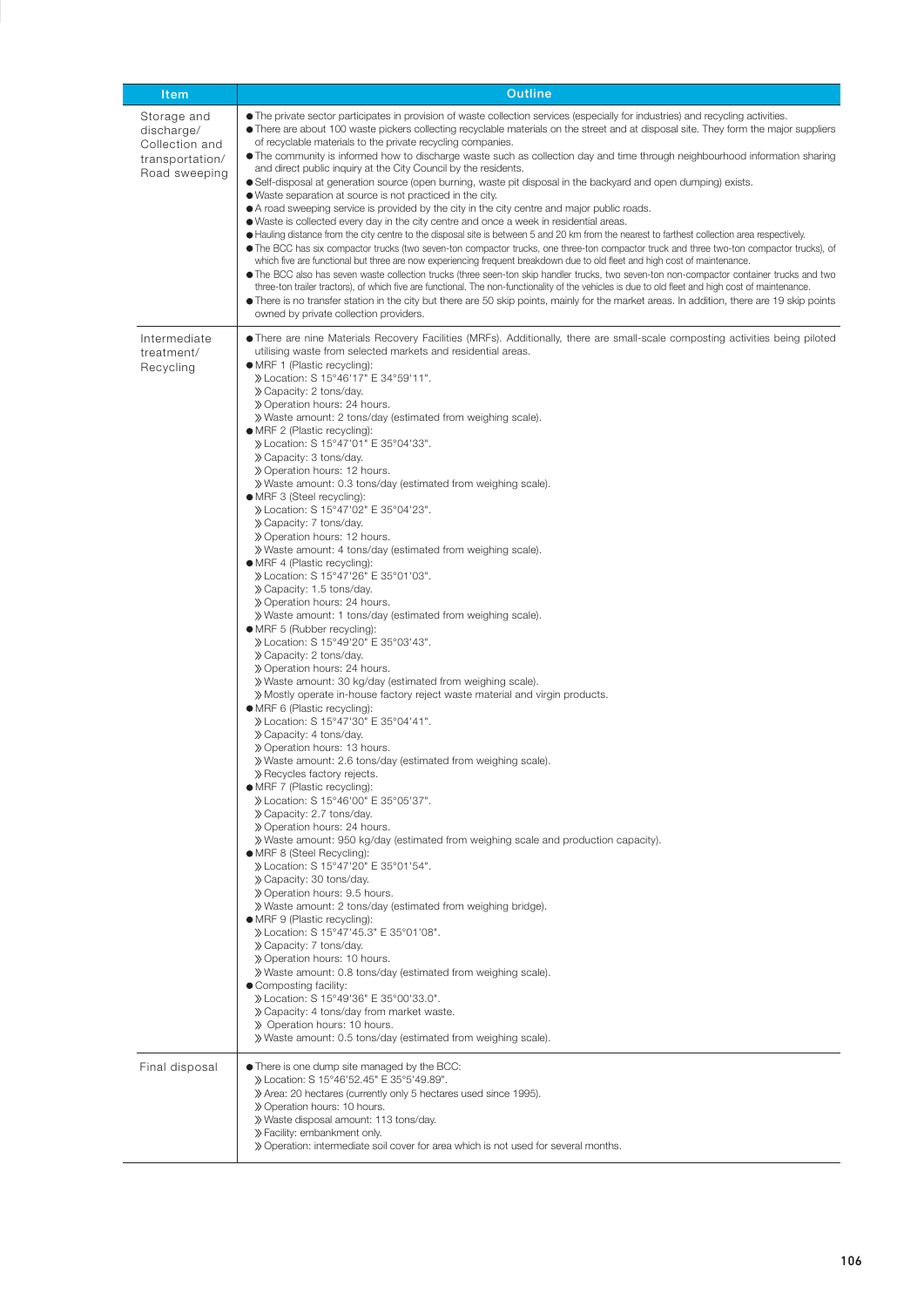| Item | Outline |
|---|---|
| Storage and discharge/ Collection and transportation/ Road sweeping | ● The private sector participates in provision of waste collection services (especially for industries) and recycling activities.<br>● There are about 100 waste pickers collecting recyclable materials on the street and at disposal site. They form the major suppliers of recyclable materials to the private recycling companies.<br>● The community is informed how to discharge waste such as collection day and time through neighbourhood information sharing and direct public inquiry at the City Council by the residents.<br>● Self-disposal at generation source (open burning, waste pit disposal in the backyard and open dumping) exists.<br>● Waste separation at source is not practiced in the city.<br>● A road sweeping service is provided by the city in the city centre and major public roads.<br>● Waste is collected every day in the city centre and once a week in residential areas.<br>● Hauling distance from the city centre to the disposal site is between 5 and 20 km from the nearest to farthest collection area respectively.<br>● The BCC has six compactor trucks (two seven-ton compactor trucks, one three-ton compactor truck and three two-ton compactor trucks), of which five are functional but three are now experiencing frequent breakdown due to old fleet and high cost of maintenance.<br>● The BCC also has seven waste collection trucks (three seen-ton skip handler trucks, two seven-ton non-compactor container trucks and two three-ton trailer tractors), of which five are functional. The non-functionality of the vehicles is due to old fleet and high cost of maintenance.<br>● There is no transfer station in the city but there are 50 skip points, mainly for the market areas. In addition, there are 19 skip points owned by private collection providers. |
| Intermediate treatment/ Recycling | ● There are nine Materials Recovery Facilities (MRFs). Additionally, there are small-scale composting activities being piloted utilising waste from selected markets and residential areas.<br>● MRF 1 (Plastic recycling):<br>» Location: S 15°46'17" E 34°59'11".<br>» Capacity: 2 tons/day.<br>» Operation hours: 24 hours.<br>» Waste amount: 2 tons/day (estimated from weighing scale).<br>● MRF 2 (Plastic recycling):<br>» Location: S 15°47'01" E 35°04'33".<br>» Capacity: 3 tons/day.<br>» Operation hours: 12 hours.<br>» Waste amount: 0.3 tons/day (estimated from weighing scale).<br>● MRF 3 (Steel recycling):<br>» Location: S 15°47'02" E 35°04'23".<br>» Capacity: 7 tons/day.<br>» Operation hours: 12 hours.<br>» Waste amount: 4 tons/day (estimated from weighing scale).<br>● MRF 4 (Plastic recycling):<br>» Location: S 15°47'26" E 35°01'03".<br>» Capacity: 1.5 tons/day.<br>» Operation hours: 24 hours.<br>» Waste amount: 1 tons/day (estimated from weighing scale).<br>● MRF 5 (Rubber recycling):<br>» Location: S 15°49'20" E 35°03'43".<br>» Capacity: 2 tons/day.<br>» Operation hours: 24 hours.<br>» Waste amount: 30 kg/day (estimated from weighing scale).<br>» Mostly operate in-house factory reject waste material and virgin products.<br>● MRF 6 (Plastic recycling):<br>» Location: S 15°47'30" E 35°04'41".<br>» Capacity: 4 tons/day.<br>» Operation hours: 13 hours.<br>» Waste amount: 2.6 tons/day (estimated from weighing scale).<br>» Recycles factory rejects.<br>● MRF 7 (Plastic recycling):<br>» Location: S 15°46'00" E 35°05'37".<br>» Capacity: 2.7 tons/day.<br>» Operation hours: 24 hours.<br>» Waste amount: 950 kg/day (estimated from weighing scale and production capacity).<br>● MRF 8 (Steel Recycling):<br>» Location: S 15°47'20" E 35°01'54".<br>» Capacity: 30 tons/day.<br>» Operation hours: 9.5 hours.<br>» Waste amount: 2 tons/day (estimated from weighing bridge).<br>● MRF 9 (Plastic recycling):<br>» Location: S 15°47'45.3" E 35°01'08".<br>» Capacity: 7 tons/day.<br>» Operation hours: 10 hours.<br>» Waste amount: 0.8 tons/day (estimated from weighing scale).<br>● Composting facility:<br>» Location: S 15°49'36" E 35°00'33.0".<br>» Capacity: 4 tons/day from market waste.<br>» Operation hours: 10 hours.<br>» Waste amount: 0.5 tons/day (estimated from weighing scale). |
| Final disposal | ● There is one dump site managed by the BCC:<br>» Location: S 15°46'52.45" E 35°5'49.89".<br>» Area: 20 hectares (currently only 5 hectares used since 1995).<br>» Operation hours: 10 hours.<br>» Waste disposal amount: 113 tons/day.<br>» Facility: embankment only.<br>» Operation: intermediate soil cover for area which is not used for several months. |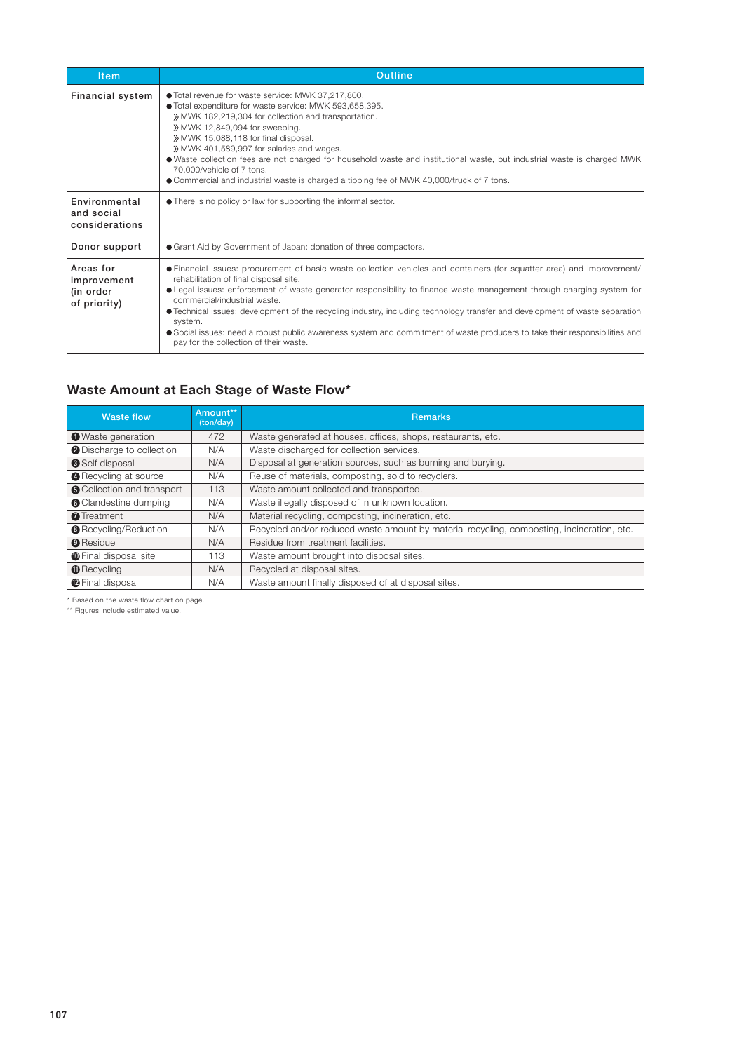| Item | Outline |
|---|---|
| Financial system | ● Total revenue for waste service: MWK 37,217,800.<br>● Total expenditure for waste service: MWK 593,658,395.<br>» MWK 182,219,304 for collection and transportation.<br>» MWK 12,849,094 for sweeping.<br>» MWK 15,088,118 for final disposal.<br>» MWK 401,589,997 for salaries and wages.<br>● Waste collection fees are not charged for household waste and institutional waste, but industrial waste is charged MWK 70,000/vehicle of 7 tons.<br>● Commercial and industrial waste is charged a tipping fee of MWK 40,000/truck of 7 tons. |
| Environmental and social considerations | ● There is no policy or law for supporting the informal sector. |
| Donor support | ● Grant Aid by Government of Japan: donation of three compactors. |
| Areas for improvement (in order of priority) | ● Financial issues: procurement of basic waste collection vehicles and containers (for squatter area) and improvement/rehabilitation of final disposal site.<br>● Legal issues: enforcement of waste generator responsibility to finance waste management through charging system for commercial/industrial waste.<br>● Technical issues: development of the recycling industry, including technology transfer and development of waste separation system.<br>● Social issues: need a robust public awareness system and commitment of waste producers to take their responsibilities and pay for the collection of their waste. |

## Waste Amount at Each Stage of Waste Flow*

| Waste flow | Amount** (ton/day) | Remarks |
|---|---|---|
| ❶ Waste generation | 472 | Waste generated at houses, offices, shops, restaurants, etc. |
| ❷ Discharge to collection | N/A | Waste discharged for collection services. |
| ❸ Self disposal | N/A | Disposal at generation sources, such as burning and burying. |
| ❹ Recycling at source | N/A | Reuse of materials, composting, sold to recyclers. |
| ❺ Collection and transport | 113 | Waste amount collected and transported. |
| ❻ Clandestine dumping | N/A | Waste illegally disposed of in unknown location. |
| ❼ Treatment | N/A | Material recycling, composting, incineration, etc. |
| ❽ Recycling/Reduction | N/A | Recycled and/or reduced waste amount by material recycling, composting, incineration, etc. |
| ❾ Residue | N/A | Residue from treatment facilities. |
| ❿ Final disposal site | 113 | Waste amount brought into disposal sites. |
| ⓫ Recycling | N/A | Recycled at disposal sites. |
| ⓬ Final disposal | N/A | Waste amount finally disposed of at disposal sites. |

* Based on the waste flow chart on page.

** Figures include estimated value.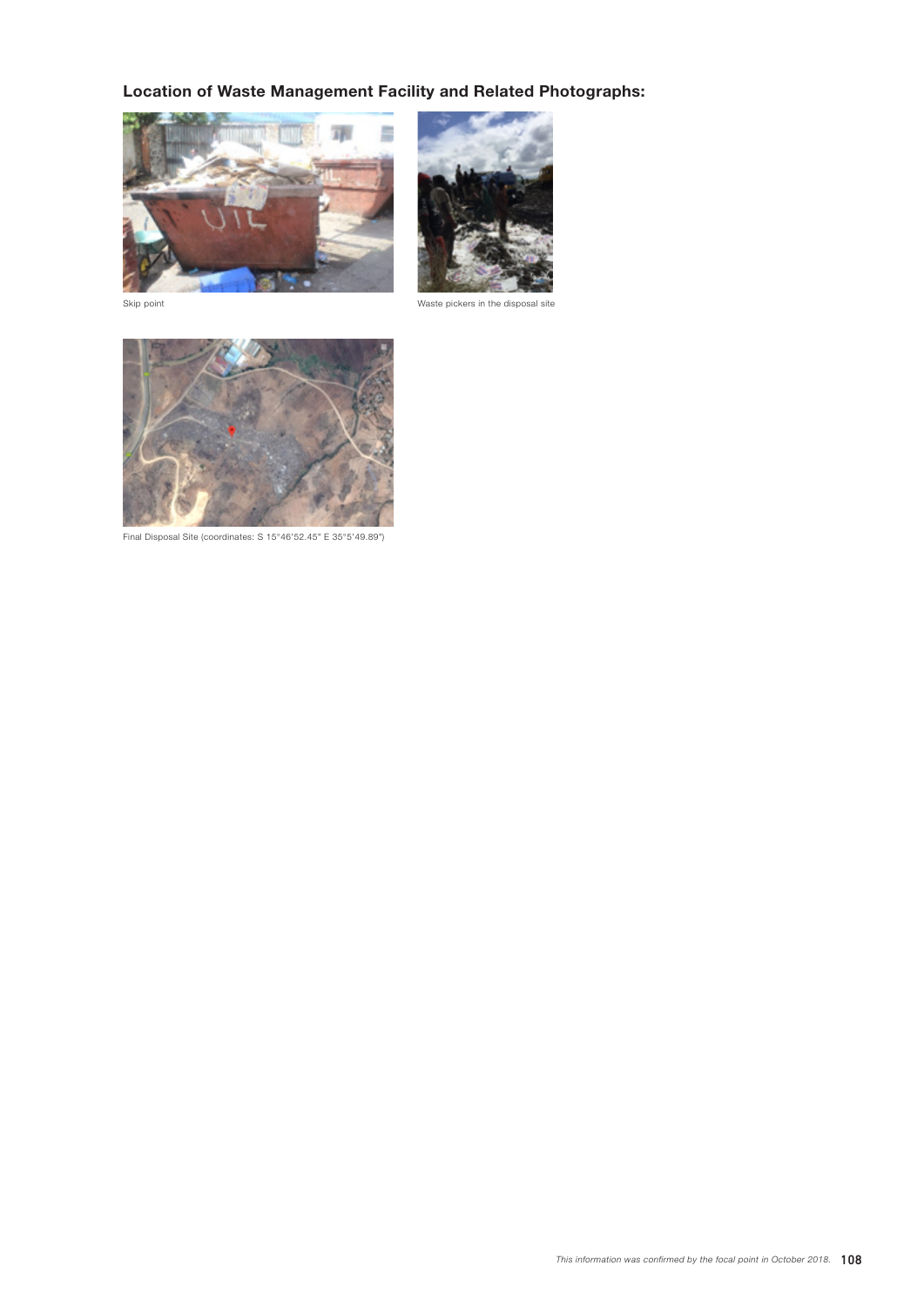### Location of Waste Management Facility and Related Photographs:

Skip point

Waste pickers in the disposal site

Final Disposal Site (coordinates: S 15°46'52.45" E 35°5'49.89")

*This information was confirmed by the focal point in October 2018.*